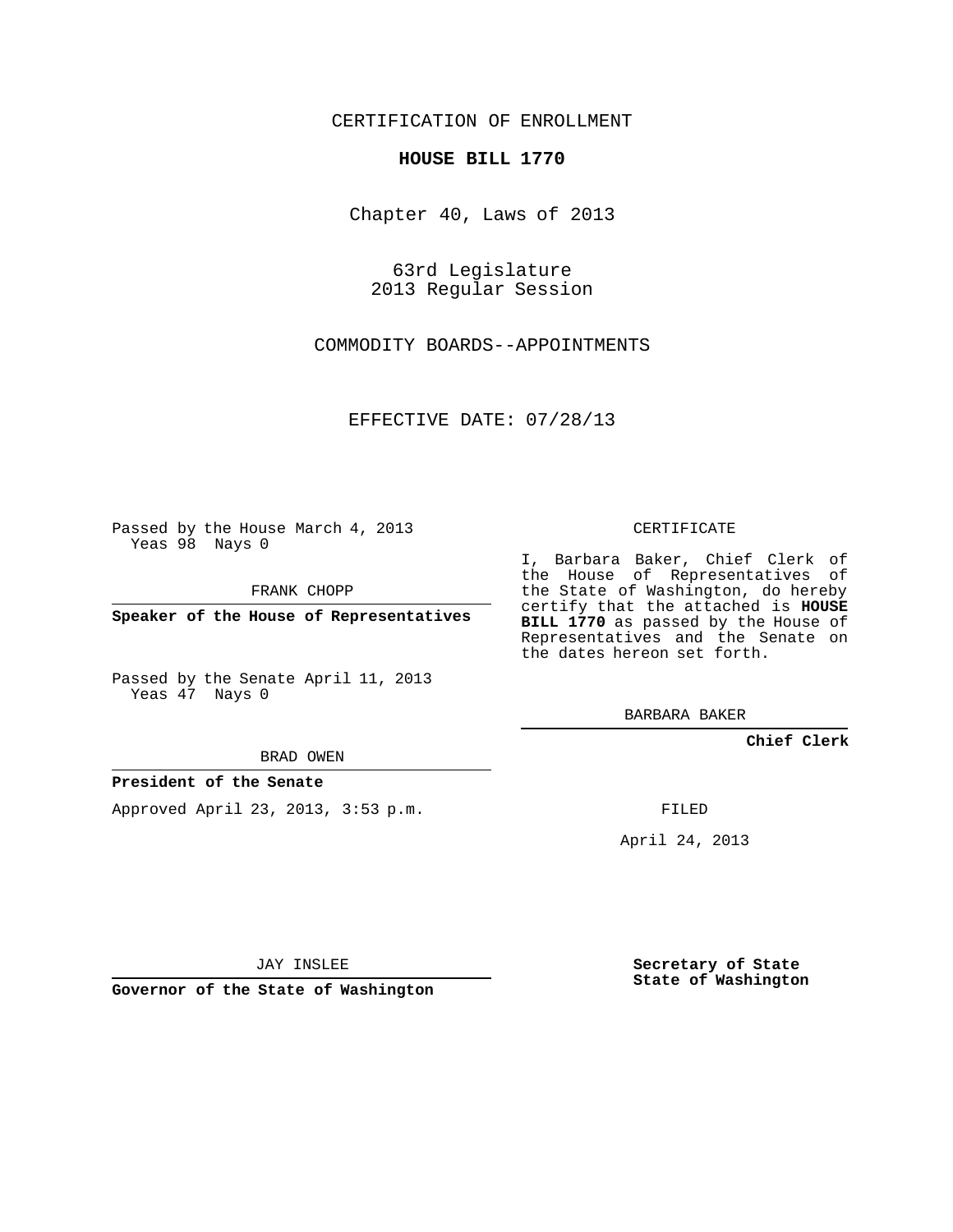CERTIFICATION OF ENROLLMENT

**HOUSE BILL 1770**

Chapter 40, Laws of 2013

63rd Legislature
2013 Regular Session

COMMODITY BOARDS--APPOINTMENTS

EFFECTIVE DATE: 07/28/13

Passed by the House March 4, 2013
Yeas 98 Nays 0

FRANK CHOPP

**Speaker of the House of Representatives**

Passed by the Senate April 11, 2013
Yeas 47 Nays 0

BRAD OWEN

**President of the Senate**

Approved April 23, 2013, 3:53 p.m.

JAY INSLEE

**Governor of the State of Washington**

CERTIFICATE

I, Barbara Baker, Chief Clerk of the House of Representatives of the State of Washington, do hereby certify that the attached is **HOUSE BILL 1770** as passed by the House of Representatives and the Senate on the dates hereon set forth.

BARBARA BAKER

**Chief Clerk**

FILED

April 24, 2013

**Secretary of State**
**State of Washington**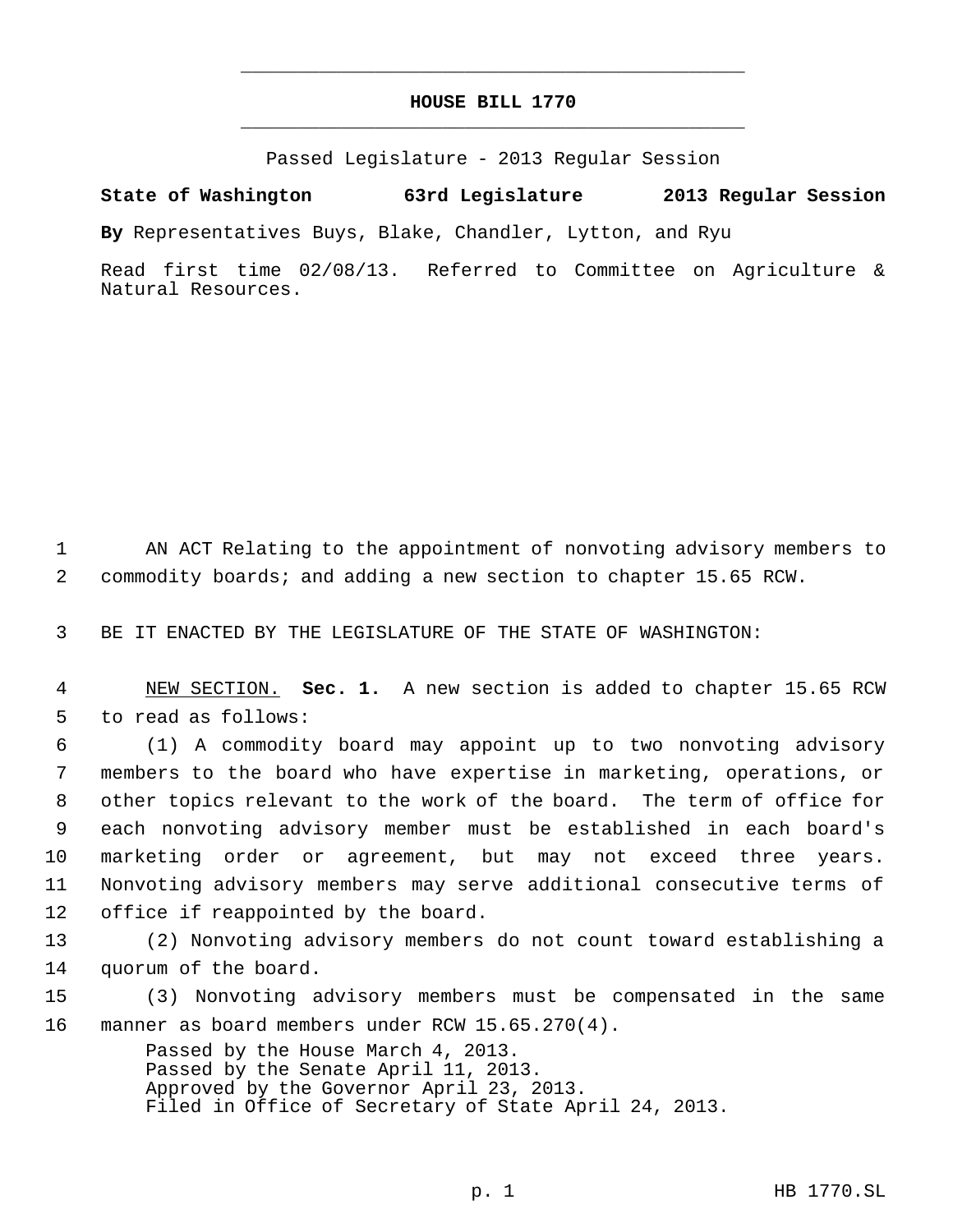# HOUSE BILL 1770

Passed Legislature - 2013 Regular Session

**State of Washington 63rd Legislature 2013 Regular Session**

**By** Representatives Buys, Blake, Chandler, Lytton, and Ryu

Read first time 02/08/13. Referred to Committee on Agriculture & Natural Resources.

AN ACT Relating to the appointment of nonvoting advisory members to commodity boards; and adding a new section to chapter 15.65 RCW.

BE IT ENACTED BY THE LEGISLATURE OF THE STATE OF WASHINGTON:

NEW SECTION. **Sec. 1.** A new section is added to chapter 15.65 RCW to read as follows:

(1) A commodity board may appoint up to two nonvoting advisory members to the board who have expertise in marketing, operations, or other topics relevant to the work of the board. The term of office for each nonvoting advisory member must be established in each board's marketing order or agreement, but may not exceed three years. Nonvoting advisory members may serve additional consecutive terms of office if reappointed by the board.

(2) Nonvoting advisory members do not count toward establishing a quorum of the board.

(3) Nonvoting advisory members must be compensated in the same manner as board members under RCW 15.65.270(4).

Passed by the House March 4, 2013.
Passed by the Senate April 11, 2013.
Approved by the Governor April 23, 2013.
Filed in Office of Secretary of State April 24, 2013.